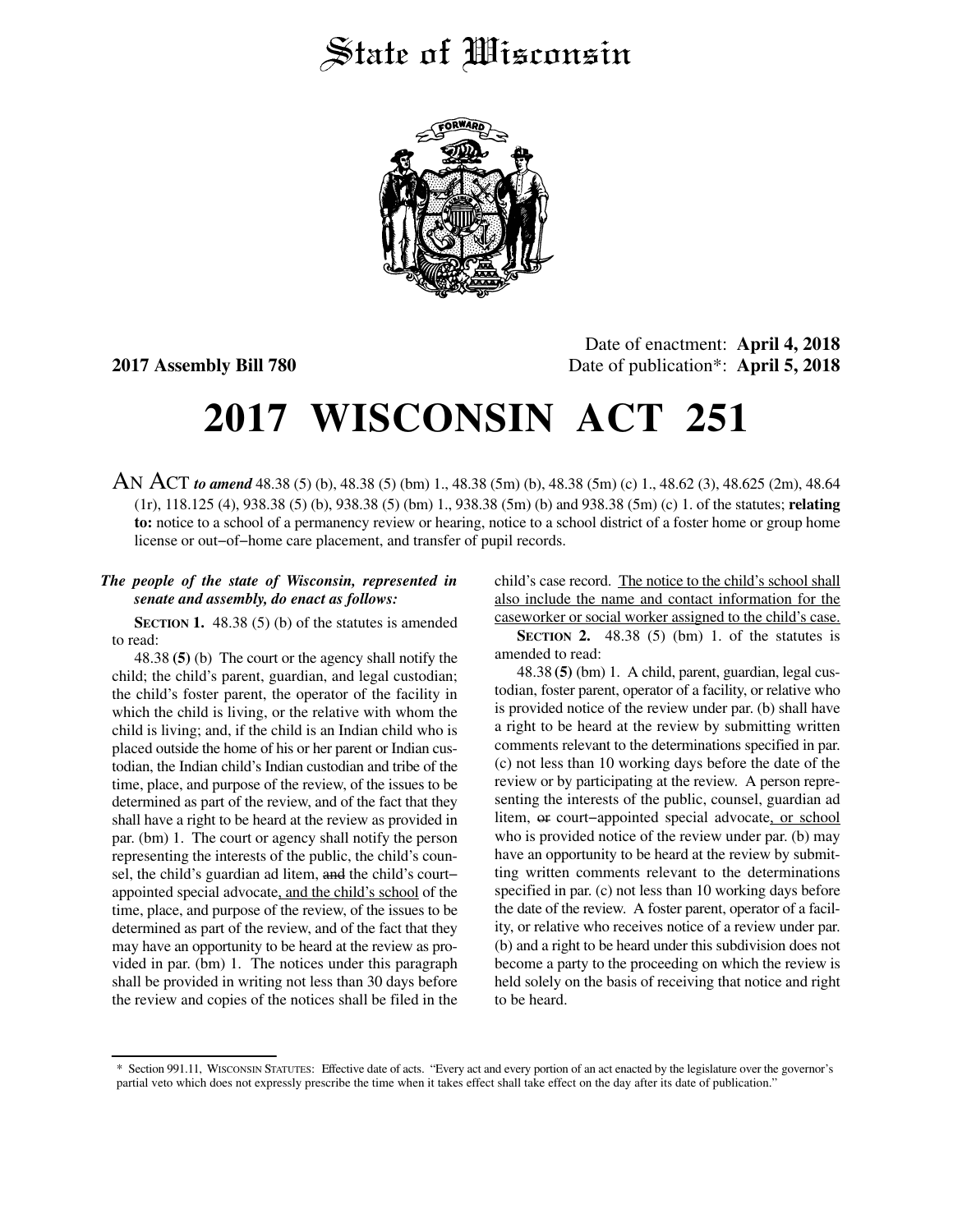# State of Wisconsin

**2017 Assembly Bill 780**

Date of enactment: **April 4, 2018**
Date of publication*: **April 5, 2018**

# 2017 WISCONSIN ACT 251

AN ACT ***to amend*** 48.38 (5) (b), 48.38 (5) (bm) 1., 48.38 (5m) (b), 48.38 (5m) (c) 1., 48.62 (3), 48.625 (2m), 48.64 (1r), 118.125 (4), 938.38 (5) (b), 938.38 (5) (bm) 1., 938.38 (5m) (b) and 938.38 (5m) (c) 1. of the statutes; **relating to:** notice to a school of a permanency review or hearing, notice to a school district of a foster home or group home license or out–of–home care placement, and transfer of pupil records.

***The people of the state of Wisconsin, represented in senate and assembly, do enact as follows:***

**SECTION 1.** 48.38 (5) (b) of the statutes is amended to read:

48.38 **(5)** (b) The court or the agency shall notify the child; the child's parent, guardian, and legal custodian; the child's foster parent, the operator of the facility in which the child is living, or the relative with whom the child is living; and, if the child is an Indian child who is placed outside the home of his or her parent or Indian custodian, the Indian child's Indian custodian and tribe of the time, place, and purpose of the review, of the issues to be determined as part of the review, and of the fact that they shall have a right to be heard at the review as provided in par. (bm) 1. The court or agency shall notify the person representing the interests of the public, the child's counsel, the child's guardian ad litem, ~~and~~ the child's court–appointed special advocate, and the child's school of the time, place, and purpose of the review, of the issues to be determined as part of the review, and of the fact that they may have an opportunity to be heard at the review as provided in par. (bm) 1. The notices under this paragraph shall be provided in writing not less than 30 days before the review and copies of the notices shall be filed in the child's case record. The notice to the child's school shall also include the name and contact information for the caseworker or social worker assigned to the child's case.

**SECTION 2.** 48.38 (5) (bm) 1. of the statutes is amended to read:

48.38 **(5)** (bm) 1. A child, parent, guardian, legal custodian, foster parent, operator of a facility, or relative who is provided notice of the review under par. (b) shall have a right to be heard at the review by submitting written comments relevant to the determinations specified in par. (c) not less than 10 working days before the date of the review or by participating at the review. A person representing the interests of the public, counsel, guardian ad litem, ~~or~~ court–appointed special advocate, or school who is provided notice of the review under par. (b) may have an opportunity to be heard at the review by submitting written comments relevant to the determinations specified in par. (c) not less than 10 working days before the date of the review. A foster parent, operator of a facility, or relative who receives notice of a review under par. (b) and a right to be heard under this subdivision does not become a party to the proceeding on which the review is held solely on the basis of receiving that notice and right to be heard.

* Section 991.11, WISCONSIN STATUTES: Effective date of acts. "Every act and every portion of an act enacted by the legislature over the governor's partial veto which does not expressly prescribe the time when it takes effect shall take effect on the day after its date of publication."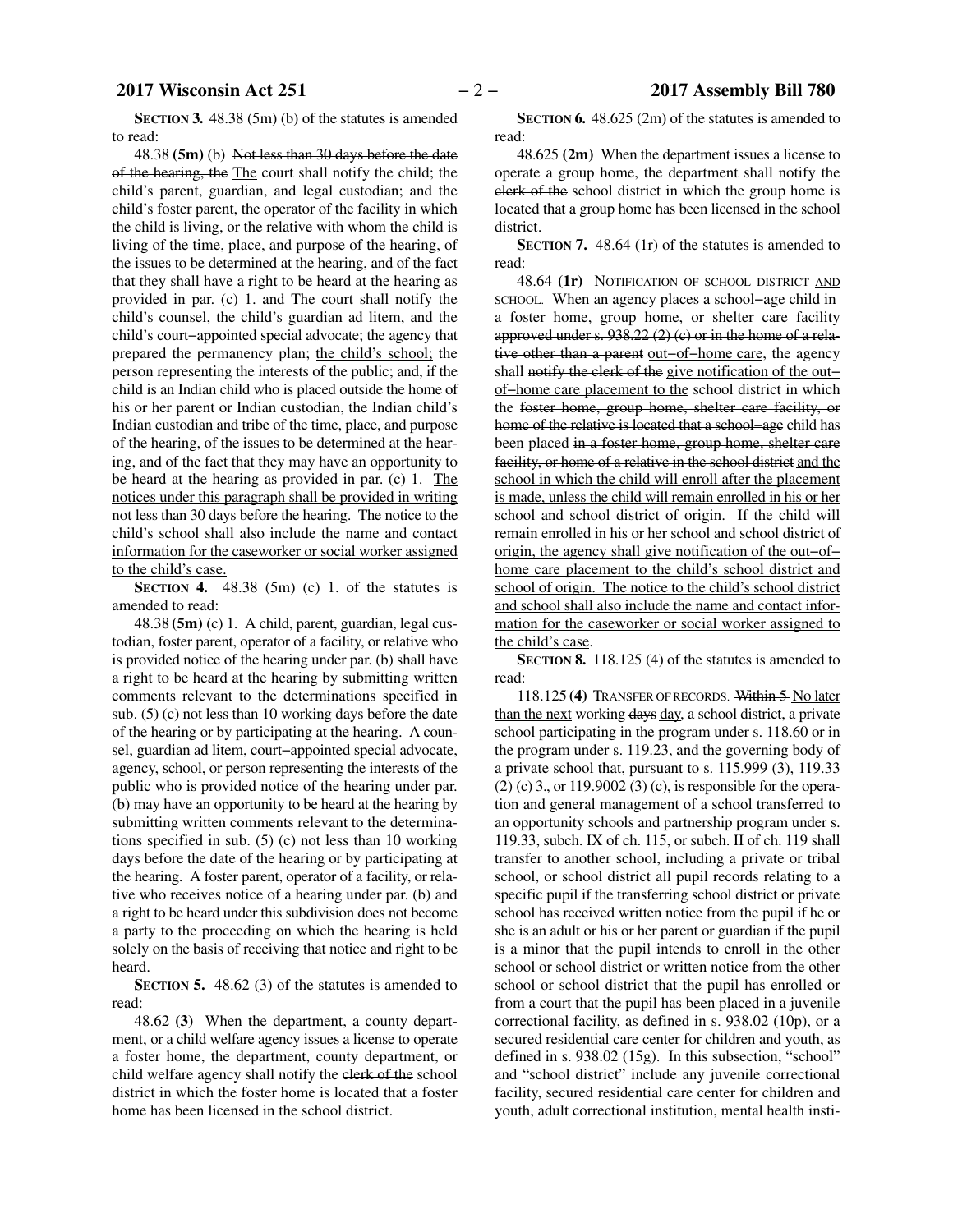**SECTION 3.** 48.38 (5m) (b) of the statutes is amended to read:

48.38 **(5m)** (b) ~~Not less than 30 days before the date of the hearing, the~~ The court shall notify the child; the child's parent, guardian, and legal custodian; and the child's foster parent, the operator of the facility in which the child is living, or the relative with whom the child is living of the time, place, and purpose of the hearing, of the issues to be determined at the hearing, and of the fact that they shall have a right to be heard at the hearing as provided in par. (c) 1. ~~and~~ The court shall notify the child's counsel, the child's guardian ad litem, and the child's court–appointed special advocate; the agency that prepared the permanency plan; the child's school; the person representing the interests of the public; and, if the child is an Indian child who is placed outside the home of his or her parent or Indian custodian, the Indian child's Indian custodian and tribe of the time, place, and purpose of the hearing, of the issues to be determined at the hearing, and of the fact that they may have an opportunity to be heard at the hearing as provided in par. (c) 1. The notices under this paragraph shall be provided in writing not less than 30 days before the hearing. The notice to the child's school shall also include the name and contact information for the caseworker or social worker assigned to the child's case.

**SECTION 4.** 48.38 (5m) (c) 1. of the statutes is amended to read:

48.38 **(5m)** (c) 1. A child, parent, guardian, legal custodian, foster parent, operator of a facility, or relative who is provided notice of the hearing under par. (b) shall have a right to be heard at the hearing by submitting written comments relevant to the determinations specified in sub. (5) (c) not less than 10 working days before the date of the hearing or by participating at the hearing. A counsel, guardian ad litem, court–appointed special advocate, agency, school, or person representing the interests of the public who is provided notice of the hearing under par. (b) may have an opportunity to be heard at the hearing by submitting written comments relevant to the determinations specified in sub. (5) (c) not less than 10 working days before the date of the hearing or by participating at the hearing. A foster parent, operator of a facility, or relative who receives notice of a hearing under par. (b) and a right to be heard under this subdivision does not become a party to the proceeding on which the hearing is held solely on the basis of receiving that notice and right to be heard.

**SECTION 5.** 48.62 (3) of the statutes is amended to read:

48.62 **(3)** When the department, a county department, or a child welfare agency issues a license to operate a foster home, the department, county department, or child welfare agency shall notify the ~~clerk of the~~ school district in which the foster home is located that a foster home has been licensed in the school district.

**SECTION 6.** 48.625 (2m) of the statutes is amended to read:

48.625 **(2m)** When the department issues a license to operate a group home, the department shall notify the ~~clerk of the~~ school district in which the group home is located that a group home has been licensed in the school district.

**SECTION 7.** 48.64 (1r) of the statutes is amended to read:

48.64 **(1r)** NOTIFICATION OF SCHOOL DISTRICT AND SCHOOL. When an agency places a school–age child in ~~a foster home, group home, or shelter care facility approved under s. 938.22 (2) (c) or in the home of a relative other than a parent~~ out–of–home care, the agency shall ~~notify the clerk of the~~ give notification of the out–of–home care placement to the school district in which the ~~foster home, group home, shelter care facility, or home of the relative is located that a school–age~~ child has been placed ~~in a foster home, group home, shelter care facility, or home of a relative in the school district~~ and the school in which the child will enroll after the placement is made, unless the child will remain enrolled in his or her school and school district of origin. If the child will remain enrolled in his or her school and school district of origin, the agency shall give notification of the out–of–home care placement to the child's school district and school of origin. The notice to the child's school district and school shall also include the name and contact information for the caseworker or social worker assigned to the child's case.

**SECTION 8.** 118.125 (4) of the statutes is amended to read:

118.125 **(4)** TRANSFER OF RECORDS. ~~Within 5~~ No later than the next working ~~days~~ day, a school district, a private school participating in the program under s. 118.60 or in the program under s. 119.23, and the governing body of a private school that, pursuant to s. 115.999 (3), 119.33 (2) (c) 3., or 119.9002 (3) (c), is responsible for the operation and general management of a school transferred to an opportunity schools and partnership program under s. 119.33, subch. IX of ch. 115, or subch. II of ch. 119 shall transfer to another school, including a private or tribal school, or school district all pupil records relating to a specific pupil if the transferring school district or private school has received written notice from the pupil if he or she is an adult or his or her parent or guardian if the pupil is a minor that the pupil intends to enroll in the other school or school district or written notice from the other school or school district that the pupil has enrolled or from a court that the pupil has been placed in a juvenile correctional facility, as defined in s. 938.02 (10p), or a secured residential care center for children and youth, as defined in s. 938.02 (15g). In this subsection, "school" and "school district" include any juvenile correctional facility, secured residential care center for children and youth, adult correctional institution, mental health insti-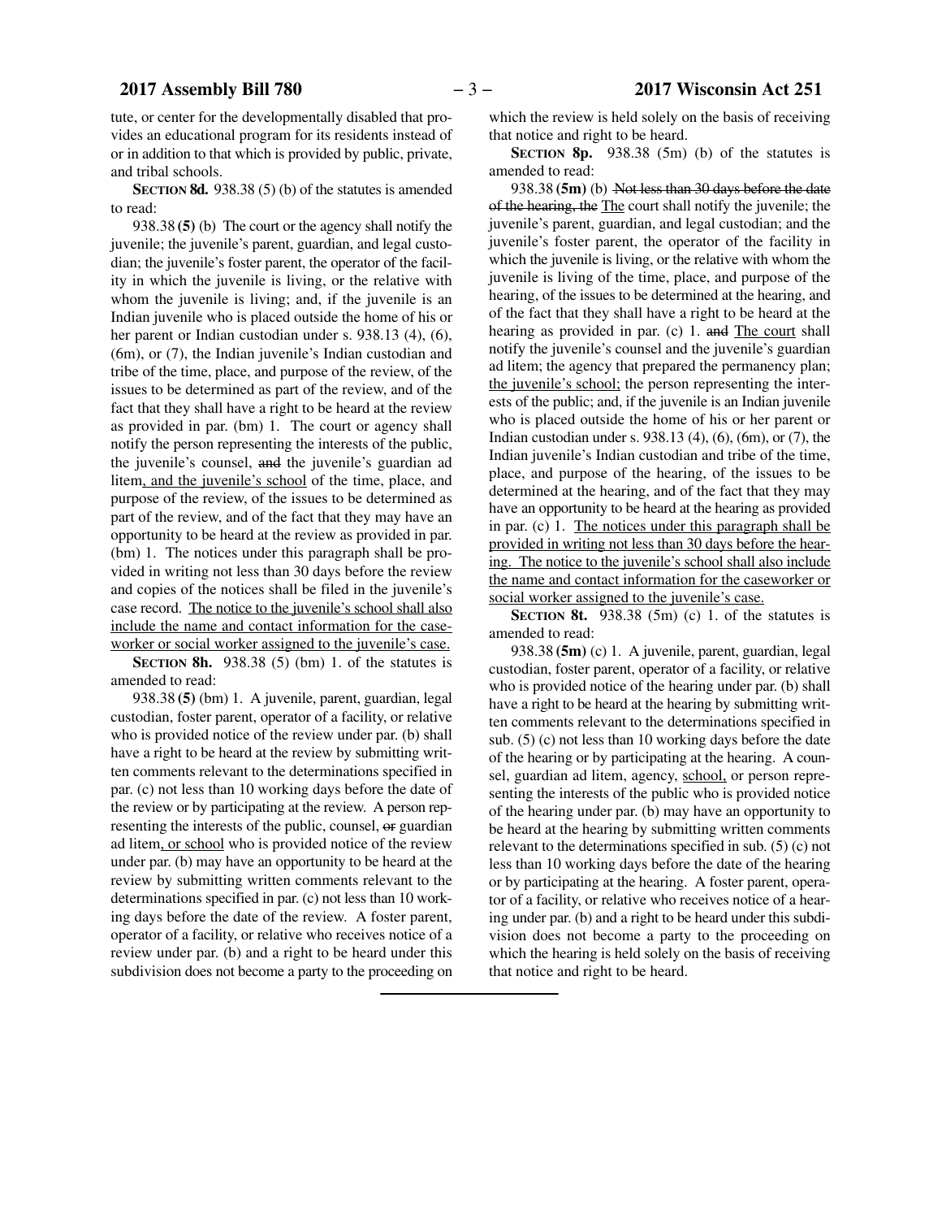tute, or center for the developmentally disabled that provides an educational program for its residents instead of or in addition to that which is provided by public, private, and tribal schools.

**SECTION 8d.** 938.38 (5) (b) of the statutes is amended to read:

938.38 **(5)** (b) The court or the agency shall notify the juvenile; the juvenile's parent, guardian, and legal custodian; the juvenile's foster parent, the operator of the facility in which the juvenile is living, or the relative with whom the juvenile is living; and, if the juvenile is an Indian juvenile who is placed outside the home of his or her parent or Indian custodian under s. 938.13 (4), (6), (6m), or (7), the Indian juvenile's Indian custodian and tribe of the time, place, and purpose of the review, of the issues to be determined as part of the review, and of the fact that they shall have a right to be heard at the review as provided in par. (bm) 1. The court or agency shall notify the person representing the interests of the public, the juvenile's counsel, ~~and~~ the juvenile's guardian ad litem<u>, and the juvenile's school</u> of the time, place, and purpose of the review, of the issues to be determined as part of the review, and of the fact that they may have an opportunity to be heard at the review as provided in par. (bm) 1. The notices under this paragraph shall be provided in writing not less than 30 days before the review and copies of the notices shall be filed in the juvenile's case record. <u>The notice to the juvenile's school shall also include the name and contact information for the caseworker or social worker assigned to the juvenile's case.</u>

**SECTION 8h.** 938.38 (5) (bm) 1. of the statutes is amended to read:

938.38 **(5)** (bm) 1. A juvenile, parent, guardian, legal custodian, foster parent, operator of a facility, or relative who is provided notice of the review under par. (b) shall have a right to be heard at the review by submitting written comments relevant to the determinations specified in par. (c) not less than 10 working days before the date of the review or by participating at the review. A person representing the interests of the public, counsel, ~~or~~ guardian ad litem<u>, or school</u> who is provided notice of the review under par. (b) may have an opportunity to be heard at the review by submitting written comments relevant to the determinations specified in par. (c) not less than 10 working days before the date of the review. A foster parent, operator of a facility, or relative who receives notice of a review under par. (b) and a right to be heard under this subdivision does not become a party to the proceeding on which the review is held solely on the basis of receiving that notice and right to be heard.

**SECTION 8p.** 938.38 (5m) (b) of the statutes is amended to read:

938.38 **(5m)** (b) ~~Not less than 30 days before the date of the hearing, the~~ <u>The</u> court shall notify the juvenile; the juvenile's parent, guardian, and legal custodian; and the juvenile's foster parent, the operator of the facility in which the juvenile is living, or the relative with whom the juvenile is living of the time, place, and purpose of the hearing, of the issues to be determined at the hearing, and of the fact that they shall have a right to be heard at the hearing as provided in par. (c) 1. ~~and~~ <u>The court</u> shall notify the juvenile's counsel and the juvenile's guardian ad litem; the agency that prepared the permanency plan; <u>the juvenile's school;</u> the person representing the interests of the public; and, if the juvenile is an Indian juvenile who is placed outside the home of his or her parent or Indian custodian under s. 938.13 (4), (6), (6m), or (7), the Indian juvenile's Indian custodian and tribe of the time, place, and purpose of the hearing, of the issues to be determined at the hearing, and of the fact that they may have an opportunity to be heard at the hearing as provided in par. (c) 1. <u>The notices under this paragraph shall be provided in writing not less than 30 days before the hearing. The notice to the juvenile's school shall also include the name and contact information for the caseworker or social worker assigned to the juvenile's case.</u>

**SECTION 8t.** 938.38 (5m) (c) 1. of the statutes is amended to read:

938.38 **(5m)** (c) 1. A juvenile, parent, guardian, legal custodian, foster parent, operator of a facility, or relative who is provided notice of the hearing under par. (b) shall have a right to be heard at the hearing by submitting written comments relevant to the determinations specified in sub. (5) (c) not less than 10 working days before the date of the hearing or by participating at the hearing. A counsel, guardian ad litem, agency, <u>school,</u> or person representing the interests of the public who is provided notice of the hearing under par. (b) may have an opportunity to be heard at the hearing by submitting written comments relevant to the determinations specified in sub. (5) (c) not less than 10 working days before the date of the hearing or by participating at the hearing. A foster parent, operator of a facility, or relative who receives notice of a hearing under par. (b) and a right to be heard under this subdivision does not become a party to the proceeding on which the hearing is held solely on the basis of receiving that notice and right to be heard.